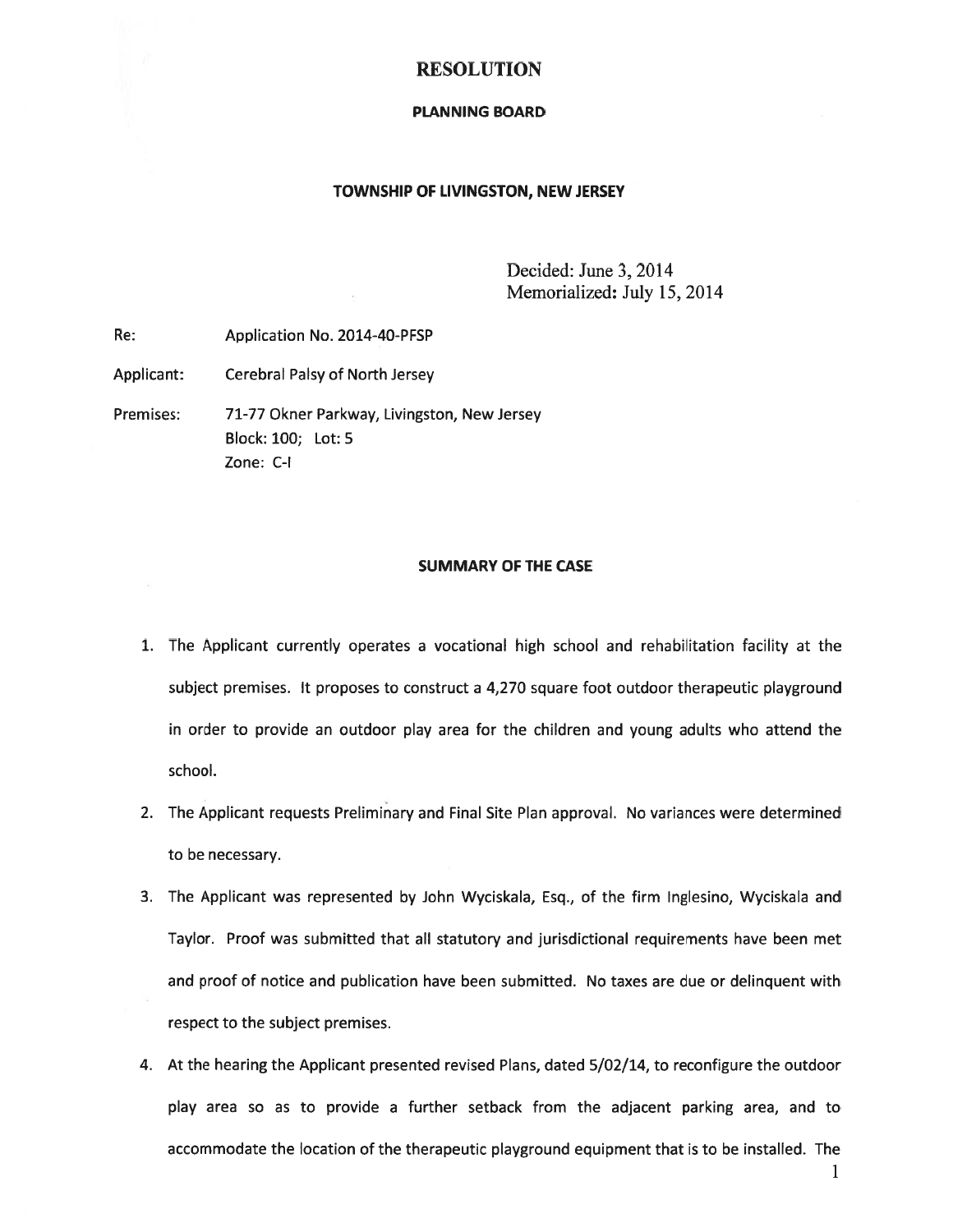# RESOLUTION

## PLANNING BOARD

## TOWNSHIP OF LIVINGSTON, NEW JERSEY

Decided: June 3, 2014
Memorialized: July 15, 2014

Re: Application No. 2014-40-PFSP

Applicant: Cerebral Palsy of North Jersey

Premises: 71-77 Okner Parkway, Livingston, New Jersey
Block: 100; Lot: 5
Zone: C-I

## SUMMARY OF THE CASE

1. The Applicant currently operates a vocational high school and rehabilitation facility at the subject premises. It proposes to construct a 4,270 square foot outdoor therapeutic playground in order to provide an outdoor play area for the children and young adults who attend the school.

2. The Applicant requests Preliminary and Final Site Plan approval. No variances were determined to be necessary.

3. The Applicant was represented by John Wyciskala, Esq., of the firm Inglesino, Wyciskala and Taylor. Proof was submitted that all statutory and jurisdictional requirements have been met and proof of notice and publication have been submitted. No taxes are due or delinquent with respect to the subject premises.

4. At the hearing the Applicant presented revised Plans, dated 5/02/14, to reconfigure the outdoor play area so as to provide a further setback from the adjacent parking area, and to accommodate the location of the therapeutic playground equipment that is to be installed. The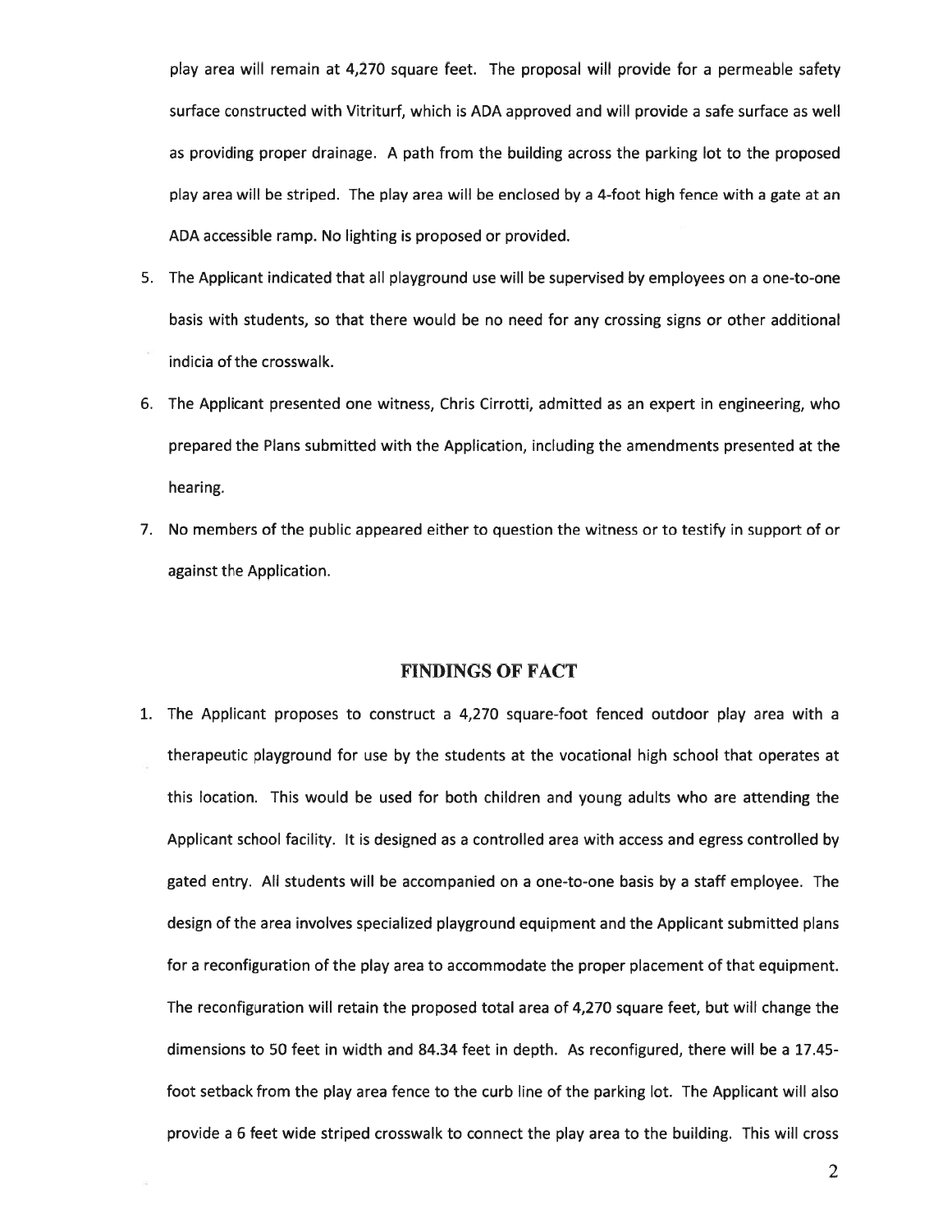play area will remain at 4,270 square feet. The proposal will provide for a permeable safety surface constructed with Vitriturf, which is ADA approved and will provide a safe surface as well as providing proper drainage. A path from the building across the parking lot to the proposed play area will be striped. The play area will be enclosed by a 4-foot high fence with a gate at an ADA accessible ramp. No lighting is proposed or provided.

5. The Applicant indicated that all playground use will be supervised by employees on a one-to-one basis with students, so that there would be no need for any crossing signs or other additional indicia of the crosswalk.
6. The Applicant presented one witness, Chris Cirrotti, admitted as an expert in engineering, who prepared the Plans submitted with the Application, including the amendments presented at the hearing.
7. No members of the public appeared either to question the witness or to testify in support of or against the Application.

## FINDINGS OF FACT

1. The Applicant proposes to construct a 4,270 square-foot fenced outdoor play area with a therapeutic playground for use by the students at the vocational high school that operates at this location. This would be used for both children and young adults who are attending the Applicant school facility. It is designed as a controlled area with access and egress controlled by gated entry. All students will be accompanied on a one-to-one basis by a staff employee. The design of the area involves specialized playground equipment and the Applicant submitted plans for a reconfiguration of the play area to accommodate the proper placement of that equipment. The reconfiguration will retain the proposed total area of 4,270 square feet, but will change the dimensions to 50 feet in width and 84.34 feet in depth. As reconfigured, there will be a 17.45-foot setback from the play area fence to the curb line of the parking lot. The Applicant will also provide a 6 feet wide striped crosswalk to connect the play area to the building. This will cross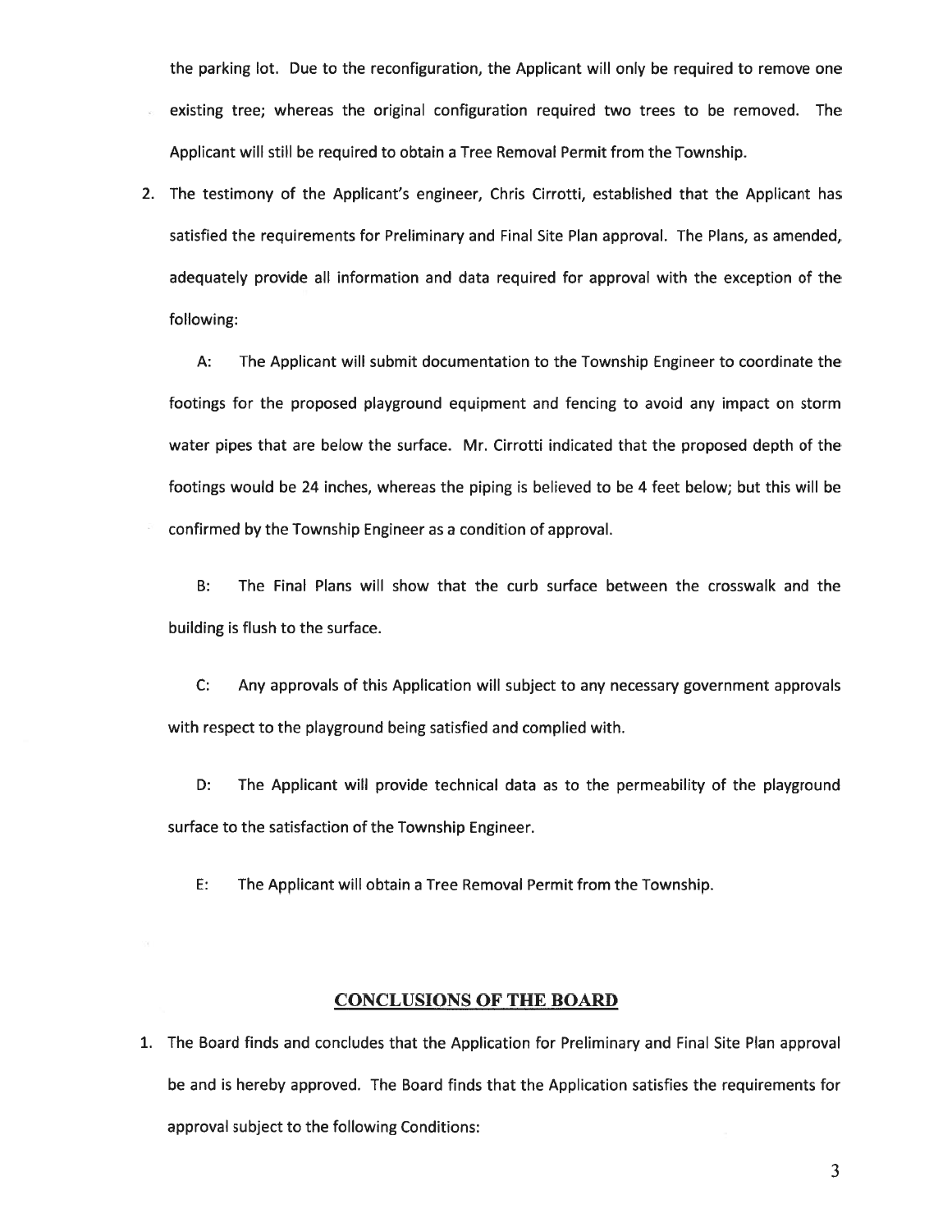the parking lot. Due to the reconfiguration, the Applicant will only be required to remove one existing tree; whereas the original configuration required two trees to be removed. The Applicant will still be required to obtain a Tree Removal Permit from the Township.

2. The testimony of the Applicant's engineer, Chris Cirrotti, established that the Applicant has satisfied the requirements for Preliminary and Final Site Plan approval. The Plans, as amended, adequately provide all information and data required for approval with the exception of the following:

   A: The Applicant will submit documentation to the Township Engineer to coordinate the footings for the proposed playground equipment and fencing to avoid any impact on storm water pipes that are below the surface. Mr. Cirrotti indicated that the proposed depth of the footings would be 24 inches, whereas the piping is believed to be 4 feet below; but this will be confirmed by the Township Engineer as a condition of approval.

   B: The Final Plans will show that the curb surface between the crosswalk and the building is flush to the surface.

   C: Any approvals of this Application will subject to any necessary government approvals with respect to the playground being satisfied and complied with.

   D: The Applicant will provide technical data as to the permeability of the playground surface to the satisfaction of the Township Engineer.

   E: The Applicant will obtain a Tree Removal Permit from the Township.

## CONCLUSIONS OF THE BOARD

1. The Board finds and concludes that the Application for Preliminary and Final Site Plan approval be and is hereby approved. The Board finds that the Application satisfies the requirements for approval subject to the following Conditions: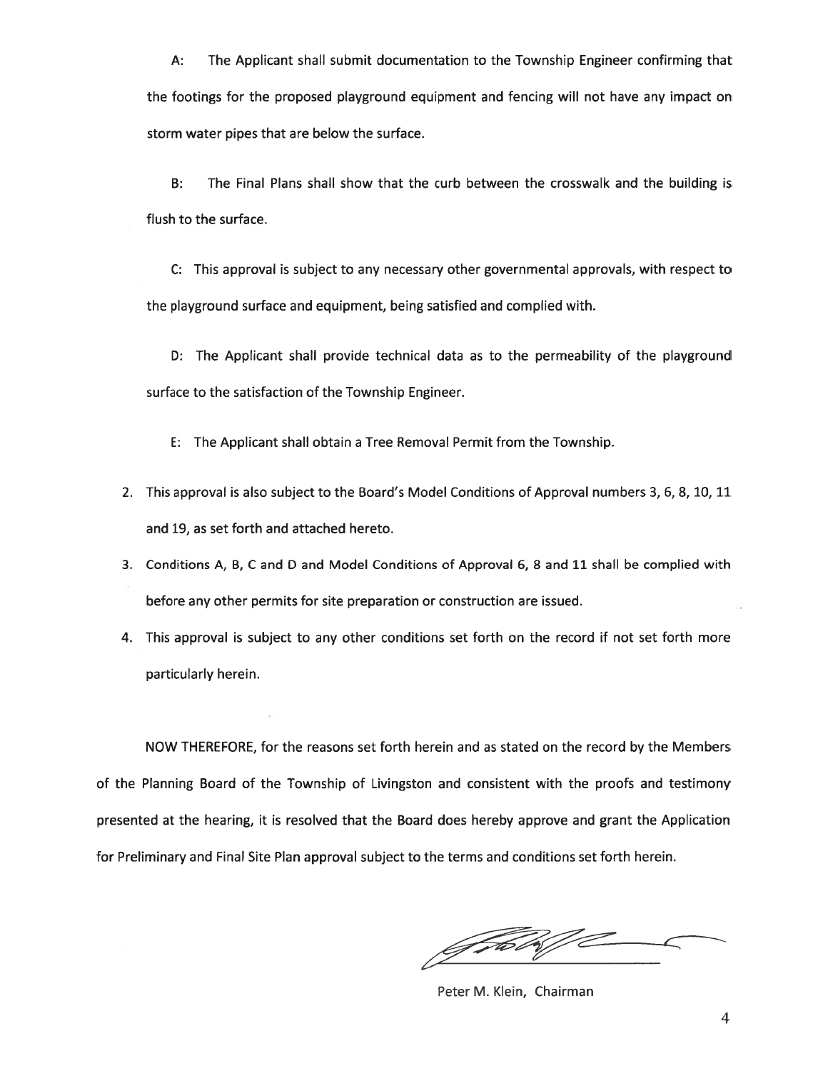A: The Applicant shall submit documentation to the Township Engineer confirming that the footings for the proposed playground equipment and fencing will not have any impact on storm water pipes that are below the surface.

B: The Final Plans shall show that the curb between the crosswalk and the building is flush to the surface.

C: This approval is subject to any necessary other governmental approvals, with respect to the playground surface and equipment, being satisfied and complied with.

D: The Applicant shall provide technical data as to the permeability of the playground surface to the satisfaction of the Township Engineer.

E: The Applicant shall obtain a Tree Removal Permit from the Township.

2. This approval is also subject to the Board's Model Conditions of Approval numbers 3, 6, 8, 10, 11 and 19, as set forth and attached hereto.
3. Conditions A, B, C and D and Model Conditions of Approval 6, 8 and 11 shall be complied with before any other permits for site preparation or construction are issued.
4. This approval is subject to any other conditions set forth on the record if not set forth more particularly herein.

NOW THEREFORE, for the reasons set forth herein and as stated on the record by the Members of the Planning Board of the Township of Livingston and consistent with the proofs and testimony presented at the hearing, it is resolved that the Board does hereby approve and grant the Application for Preliminary and Final Site Plan approval subject to the terms and conditions set forth herein.

Peter M. Klein, Chairman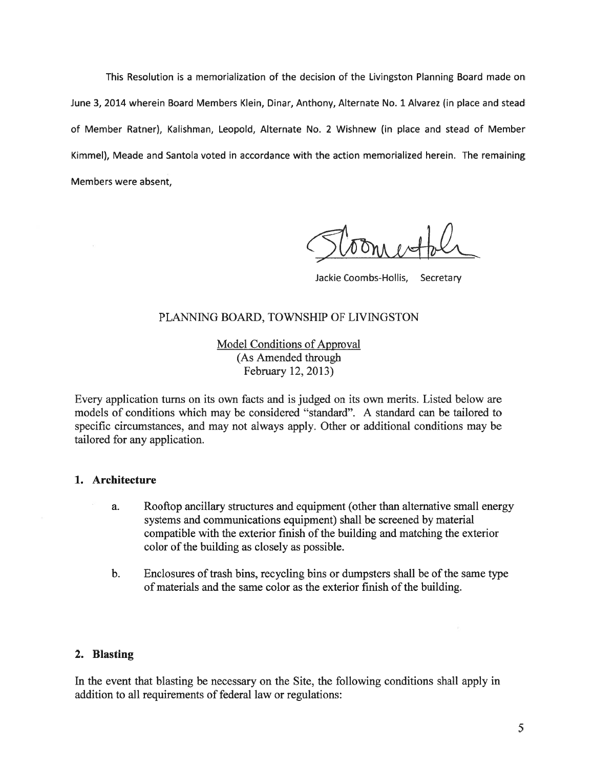This Resolution is a memorialization of the decision of the Livingston Planning Board made on June 3, 2014 wherein Board Members Klein, Dinar, Anthony, Alternate No. 1 Alvarez (in place and stead of Member Ratner), Kalishman, Leopold, Alternate No. 2 Wishnew (in place and stead of Member Kimmel), Meade and Santola voted in accordance with the action memorialized herein. The remaining Members were absent,

Jackie Coombs-Hollis, Secretary

PLANNING BOARD, TOWNSHIP OF LIVINGSTON

Model Conditions of Approval
(As Amended through
February 12, 2013)

Every application turns on its own facts and is judged on its own merits. Listed below are models of conditions which may be considered "standard". A standard can be tailored to specific circumstances, and may not always apply. Other or additional conditions may be tailored for any application.

## 1. Architecture

a. Rooftop ancillary structures and equipment (other than alternative small energy systems and communications equipment) shall be screened by material compatible with the exterior finish of the building and matching the exterior color of the building as closely as possible.

b. Enclosures of trash bins, recycling bins or dumpsters shall be of the same type of materials and the same color as the exterior finish of the building.

## 2. Blasting

In the event that blasting be necessary on the Site, the following conditions shall apply in addition to all requirements of federal law or regulations: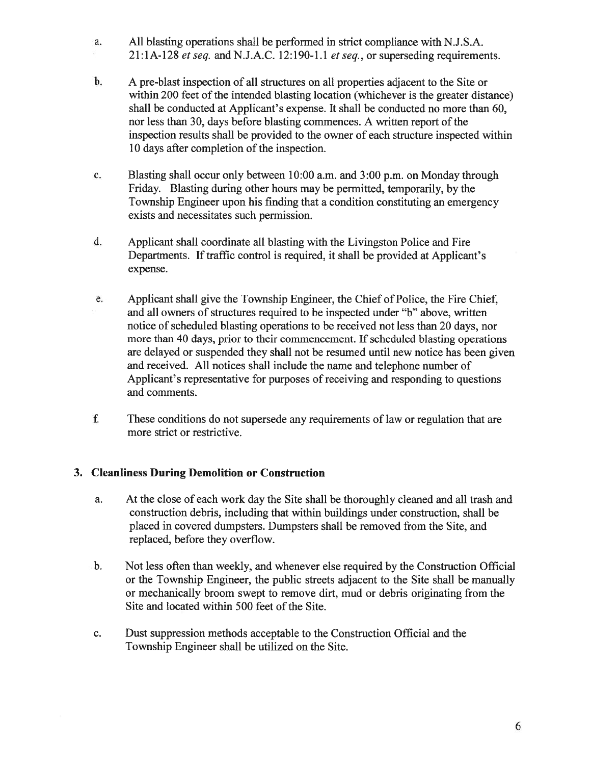a. All blasting operations shall be performed in strict compliance with N.J.S.A. 21:1A-128 *et seq.* and N.J.A.C. 12:190-1.1 *et seq.*, or superseding requirements.

b. A pre-blast inspection of all structures on all properties adjacent to the Site or within 200 feet of the intended blasting location (whichever is the greater distance) shall be conducted at Applicant's expense. It shall be conducted no more than 60, nor less than 30, days before blasting commences. A written report of the inspection results shall be provided to the owner of each structure inspected within 10 days after completion of the inspection.

c. Blasting shall occur only between 10:00 a.m. and 3:00 p.m. on Monday through Friday. Blasting during other hours may be permitted, temporarily, by the Township Engineer upon his finding that a condition constituting an emergency exists and necessitates such permission.

d. Applicant shall coordinate all blasting with the Livingston Police and Fire Departments. If traffic control is required, it shall be provided at Applicant's expense.

e. Applicant shall give the Township Engineer, the Chief of Police, the Fire Chief, and all owners of structures required to be inspected under "b" above, written notice of scheduled blasting operations to be received not less than 20 days, nor more than 40 days, prior to their commencement. If scheduled blasting operations are delayed or suspended they shall not be resumed until new notice has been given and received. All notices shall include the name and telephone number of Applicant's representative for purposes of receiving and responding to questions and comments.

f. These conditions do not supersede any requirements of law or regulation that are more strict or restrictive.

### 3. Cleanliness During Demolition or Construction

a. At the close of each work day the Site shall be thoroughly cleaned and all trash and construction debris, including that within buildings under construction, shall be placed in covered dumpsters. Dumpsters shall be removed from the Site, and replaced, before they overflow.

b. Not less often than weekly, and whenever else required by the Construction Official or the Township Engineer, the public streets adjacent to the Site shall be manually or mechanically broom swept to remove dirt, mud or debris originating from the Site and located within 500 feet of the Site.

c. Dust suppression methods acceptable to the Construction Official and the Township Engineer shall be utilized on the Site.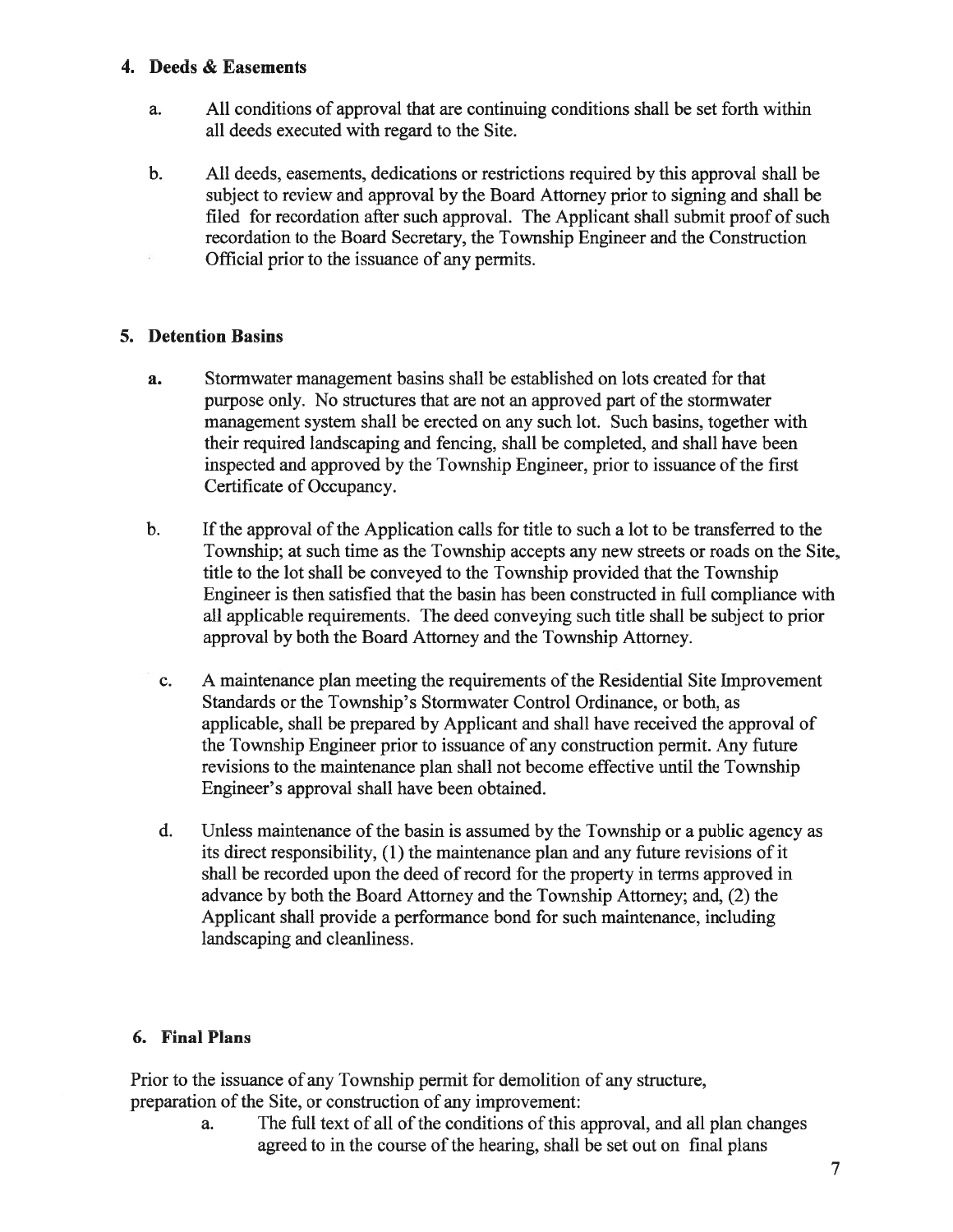## 4. Deeds & Easements

a. All conditions of approval that are continuing conditions shall be set forth within all deeds executed with regard to the Site.

b. All deeds, easements, dedications or restrictions required by this approval shall be subject to review and approval by the Board Attorney prior to signing and shall be filed for recordation after such approval. The Applicant shall submit proof of such recordation to the Board Secretary, the Township Engineer and the Construction Official prior to the issuance of any permits.

## 5. Detention Basins

a. Stormwater management basins shall be established on lots created for that purpose only. No structures that are not an approved part of the stormwater management system shall be erected on any such lot. Such basins, together with their required landscaping and fencing, shall be completed, and shall have been inspected and approved by the Township Engineer, prior to issuance of the first Certificate of Occupancy.

b. If the approval of the Application calls for title to such a lot to be transferred to the Township; at such time as the Township accepts any new streets or roads on the Site, title to the lot shall be conveyed to the Township provided that the Township Engineer is then satisfied that the basin has been constructed in full compliance with all applicable requirements. The deed conveying such title shall be subject to prior approval by both the Board Attorney and the Township Attorney.

c. A maintenance plan meeting the requirements of the Residential Site Improvement Standards or the Township's Stormwater Control Ordinance, or both, as applicable, shall be prepared by Applicant and shall have received the approval of the Township Engineer prior to issuance of any construction permit. Any future revisions to the maintenance plan shall not become effective until the Township Engineer's approval shall have been obtained.

d. Unless maintenance of the basin is assumed by the Township or a public agency as its direct responsibility, (1) the maintenance plan and any future revisions of it shall be recorded upon the deed of record for the property in terms approved in advance by both the Board Attorney and the Township Attorney; and, (2) the Applicant shall provide a performance bond for such maintenance, including landscaping and cleanliness.

## 6. Final Plans

Prior to the issuance of any Township permit for demolition of any structure, preparation of the Site, or construction of any improvement:

a. The full text of all of the conditions of this approval, and all plan changes agreed to in the course of the hearing, shall be set out on final plans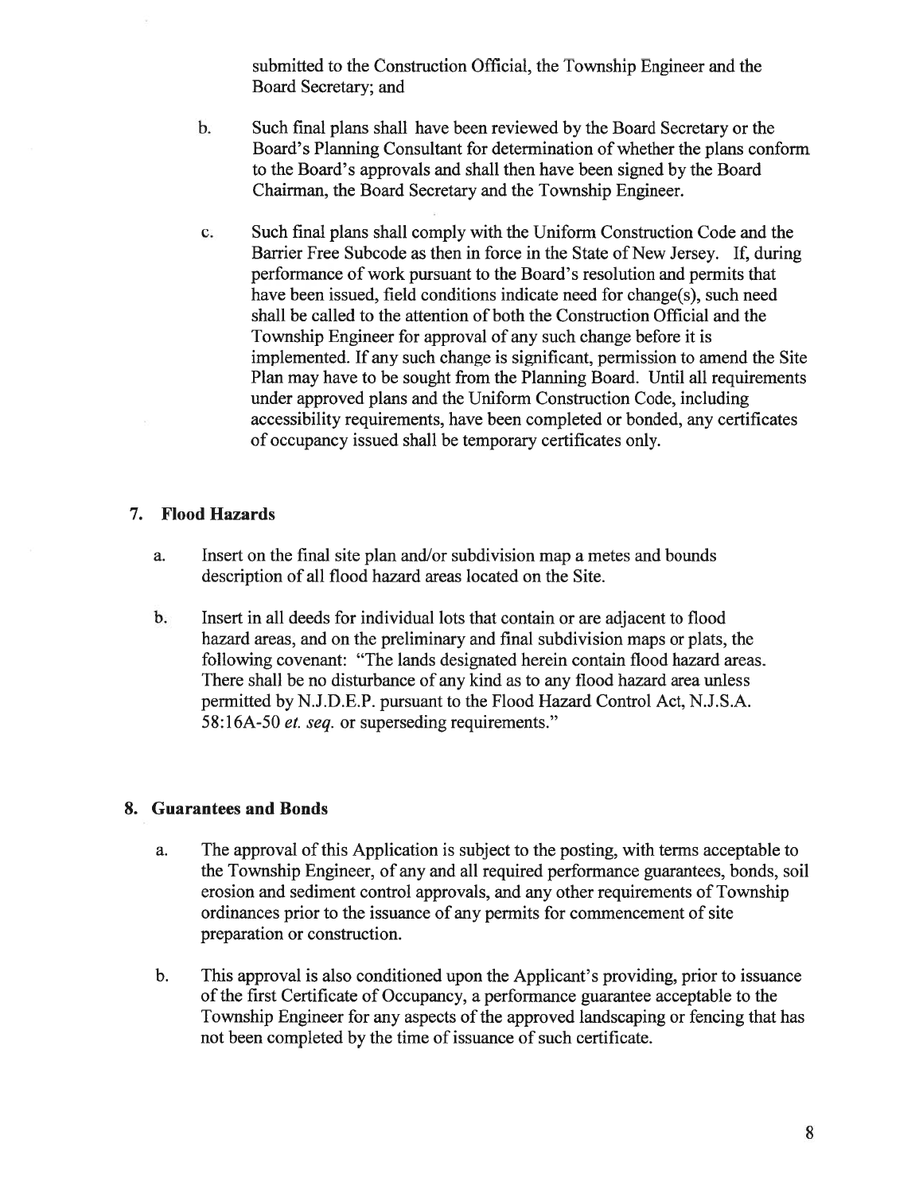submitted to the Construction Official, the Township Engineer and the Board Secretary; and

b. Such final plans shall have been reviewed by the Board Secretary or the Board's Planning Consultant for determination of whether the plans conform to the Board's approvals and shall then have been signed by the Board Chairman, the Board Secretary and the Township Engineer.

c. Such final plans shall comply with the Uniform Construction Code and the Barrier Free Subcode as then in force in the State of New Jersey. If, during performance of work pursuant to the Board's resolution and permits that have been issued, field conditions indicate need for change(s), such need shall be called to the attention of both the Construction Official and the Township Engineer for approval of any such change before it is implemented. If any such change is significant, permission to amend the Site Plan may have to be sought from the Planning Board. Until all requirements under approved plans and the Uniform Construction Code, including accessibility requirements, have been completed or bonded, any certificates of occupancy issued shall be temporary certificates only.

## 7. Flood Hazards

a. Insert on the final site plan and/or subdivision map a metes and bounds description of all flood hazard areas located on the Site.

b. Insert in all deeds for individual lots that contain or are adjacent to flood hazard areas, and on the preliminary and final subdivision maps or plats, the following covenant: "The lands designated herein contain flood hazard areas. There shall be no disturbance of any kind as to any flood hazard area unless permitted by N.J.D.E.P. pursuant to the Flood Hazard Control Act, N.J.S.A. 58:16A-50 *et. seq.* or superseding requirements."

## 8. Guarantees and Bonds

a. The approval of this Application is subject to the posting, with terms acceptable to the Township Engineer, of any and all required performance guarantees, bonds, soil erosion and sediment control approvals, and any other requirements of Township ordinances prior to the issuance of any permits for commencement of site preparation or construction.

b. This approval is also conditioned upon the Applicant's providing, prior to issuance of the first Certificate of Occupancy, a performance guarantee acceptable to the Township Engineer for any aspects of the approved landscaping or fencing that has not been completed by the time of issuance of such certificate.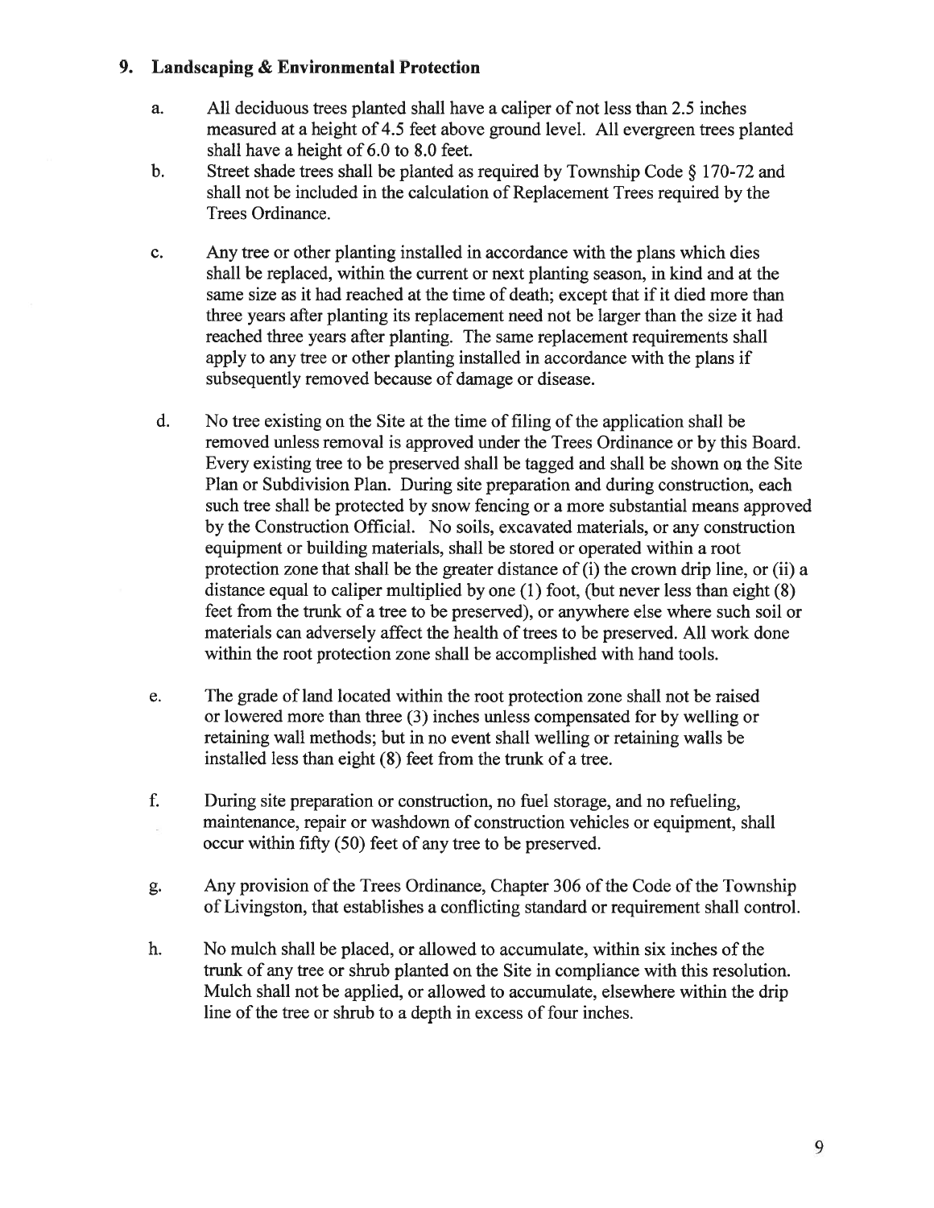## 9. Landscaping & Environmental Protection

a. All deciduous trees planted shall have a caliper of not less than 2.5 inches measured at a height of 4.5 feet above ground level. All evergreen trees planted shall have a height of 6.0 to 8.0 feet.

b. Street shade trees shall be planted as required by Township Code § 170-72 and shall not be included in the calculation of Replacement Trees required by the Trees Ordinance.

c. Any tree or other planting installed in accordance with the plans which dies shall be replaced, within the current or next planting season, in kind and at the same size as it had reached at the time of death; except that if it died more than three years after planting its replacement need not be larger than the size it had reached three years after planting. The same replacement requirements shall apply to any tree or other planting installed in accordance with the plans if subsequently removed because of damage or disease.

d. No tree existing on the Site at the time of filing of the application shall be removed unless removal is approved under the Trees Ordinance or by this Board. Every existing tree to be preserved shall be tagged and shall be shown on the Site Plan or Subdivision Plan. During site preparation and during construction, each such tree shall be protected by snow fencing or a more substantial means approved by the Construction Official. No soils, excavated materials, or any construction equipment or building materials, shall be stored or operated within a root protection zone that shall be the greater distance of (i) the crown drip line, or (ii) a distance equal to caliper multiplied by one (1) foot, (but never less than eight (8) feet from the trunk of a tree to be preserved), or anywhere else where such soil or materials can adversely affect the health of trees to be preserved. All work done within the root protection zone shall be accomplished with hand tools.

e. The grade of land located within the root protection zone shall not be raised or lowered more than three (3) inches unless compensated for by welling or retaining wall methods; but in no event shall welling or retaining walls be installed less than eight (8) feet from the trunk of a tree.

f. During site preparation or construction, no fuel storage, and no refueling, maintenance, repair or washdown of construction vehicles or equipment, shall occur within fifty (50) feet of any tree to be preserved.

g. Any provision of the Trees Ordinance, Chapter 306 of the Code of the Township of Livingston, that establishes a conflicting standard or requirement shall control.

h. No mulch shall be placed, or allowed to accumulate, within six inches of the trunk of any tree or shrub planted on the Site in compliance with this resolution. Mulch shall not be applied, or allowed to accumulate, elsewhere within the drip line of the tree or shrub to a depth in excess of four inches.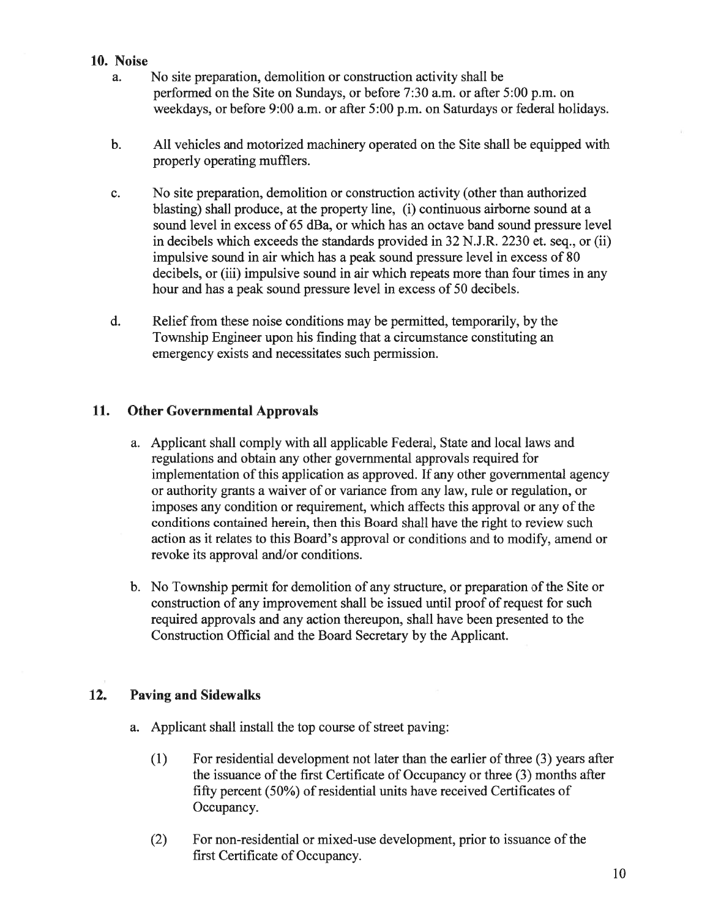## 10. Noise

a. No site preparation, demolition or construction activity shall be performed on the Site on Sundays, or before 7:30 a.m. or after 5:00 p.m. on weekdays, or before 9:00 a.m. or after 5:00 p.m. on Saturdays or federal holidays.

b. All vehicles and motorized machinery operated on the Site shall be equipped with properly operating mufflers.

c. No site preparation, demolition or construction activity (other than authorized blasting) shall produce, at the property line, (i) continuous airborne sound at a sound level in excess of 65 dBa, or which has an octave band sound pressure level in decibels which exceeds the standards provided in 32 N.J.R. 2230 et. seq., or (ii) impulsive sound in air which has a peak sound pressure level in excess of 80 decibels, or (iii) impulsive sound in air which repeats more than four times in any hour and has a peak sound pressure level in excess of 50 decibels.

d. Relief from these noise conditions may be permitted, temporarily, by the Township Engineer upon his finding that a circumstance constituting an emergency exists and necessitates such permission.

## 11. Other Governmental Approvals

a. Applicant shall comply with all applicable Federal, State and local laws and regulations and obtain any other governmental approvals required for implementation of this application as approved. If any other governmental agency or authority grants a waiver of or variance from any law, rule or regulation, or imposes any condition or requirement, which affects this approval or any of the conditions contained herein, then this Board shall have the right to review such action as it relates to this Board's approval or conditions and to modify, amend or revoke its approval and/or conditions.

b. No Township permit for demolition of any structure, or preparation of the Site or construction of any improvement shall be issued until proof of request for such required approvals and any action thereupon, shall have been presented to the Construction Official and the Board Secretary by the Applicant.

## 12. Paving and Sidewalks

a. Applicant shall install the top course of street paving:

(1) For residential development not later than the earlier of three (3) years after the issuance of the first Certificate of Occupancy or three (3) months after fifty percent (50%) of residential units have received Certificates of Occupancy.

(2) For non-residential or mixed-use development, prior to issuance of the first Certificate of Occupancy.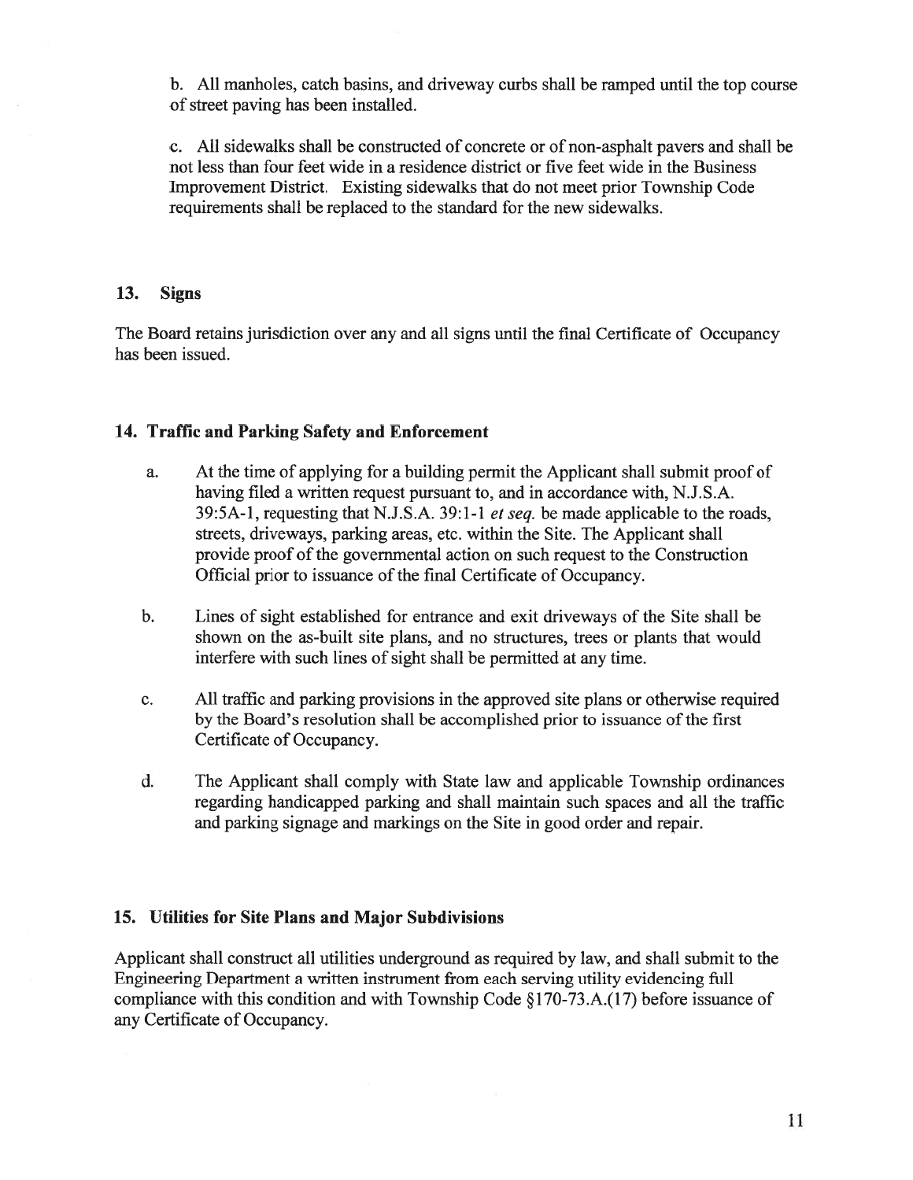b. All manholes, catch basins, and driveway curbs shall be ramped until the top course of street paving has been installed.

c. All sidewalks shall be constructed of concrete or of non-asphalt pavers and shall be not less than four feet wide in a residence district or five feet wide in the Business Improvement District. Existing sidewalks that do not meet prior Township Code requirements shall be replaced to the standard for the new sidewalks.

## 13. Signs

The Board retains jurisdiction over any and all signs until the final Certificate of Occupancy has been issued.

## 14. Traffic and Parking Safety and Enforcement

a. At the time of applying for a building permit the Applicant shall submit proof of having filed a written request pursuant to, and in accordance with, N.J.S.A. 39:5A-1, requesting that N.J.S.A. 39:1-1 *et seq.* be made applicable to the roads, streets, driveways, parking areas, etc. within the Site. The Applicant shall provide proof of the governmental action on such request to the Construction Official prior to issuance of the final Certificate of Occupancy.

b. Lines of sight established for entrance and exit driveways of the Site shall be shown on the as-built site plans, and no structures, trees or plants that would interfere with such lines of sight shall be permitted at any time.

c. All traffic and parking provisions in the approved site plans or otherwise required by the Board's resolution shall be accomplished prior to issuance of the first Certificate of Occupancy.

d. The Applicant shall comply with State law and applicable Township ordinances regarding handicapped parking and shall maintain such spaces and all the traffic and parking signage and markings on the Site in good order and repair.

## 15. Utilities for Site Plans and Major Subdivisions

Applicant shall construct all utilities underground as required by law, and shall submit to the Engineering Department a written instrument from each serving utility evidencing full compliance with this condition and with Township Code §170-73.A.(17) before issuance of any Certificate of Occupancy.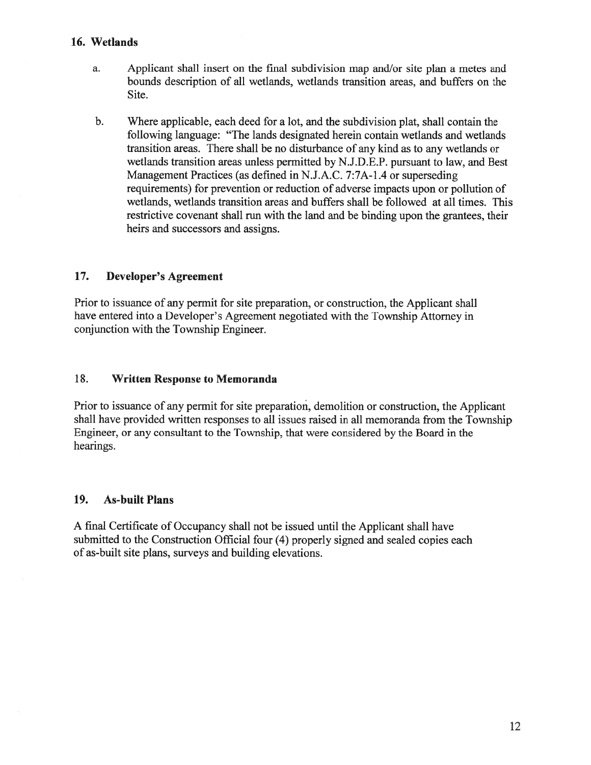## 16. Wetlands

a. Applicant shall insert on the final subdivision map and/or site plan a metes and bounds description of all wetlands, wetlands transition areas, and buffers on the Site.

b. Where applicable, each deed for a lot, and the subdivision plat, shall contain the following language: "The lands designated herein contain wetlands and wetlands transition areas. There shall be no disturbance of any kind as to any wetlands or wetlands transition areas unless permitted by N.J.D.E.P. pursuant to law, and Best Management Practices (as defined in N.J.A.C. 7:7A-1.4 or superseding requirements) for prevention or reduction of adverse impacts upon or pollution of wetlands, wetlands transition areas and buffers shall be followed at all times. This restrictive covenant shall run with the land and be binding upon the grantees, their heirs and successors and assigns.

## 17. Developer's Agreement

Prior to issuance of any permit for site preparation, or construction, the Applicant shall have entered into a Developer's Agreement negotiated with the Township Attorney in conjunction with the Township Engineer.

## 18. Written Response to Memoranda

Prior to issuance of any permit for site preparation, demolition or construction, the Applicant shall have provided written responses to all issues raised in all memoranda from the Township Engineer, or any consultant to the Township, that were considered by the Board in the hearings.

## 19. As-built Plans

A final Certificate of Occupancy shall not be issued until the Applicant shall have submitted to the Construction Official four (4) properly signed and sealed copies each of as-built site plans, surveys and building elevations.